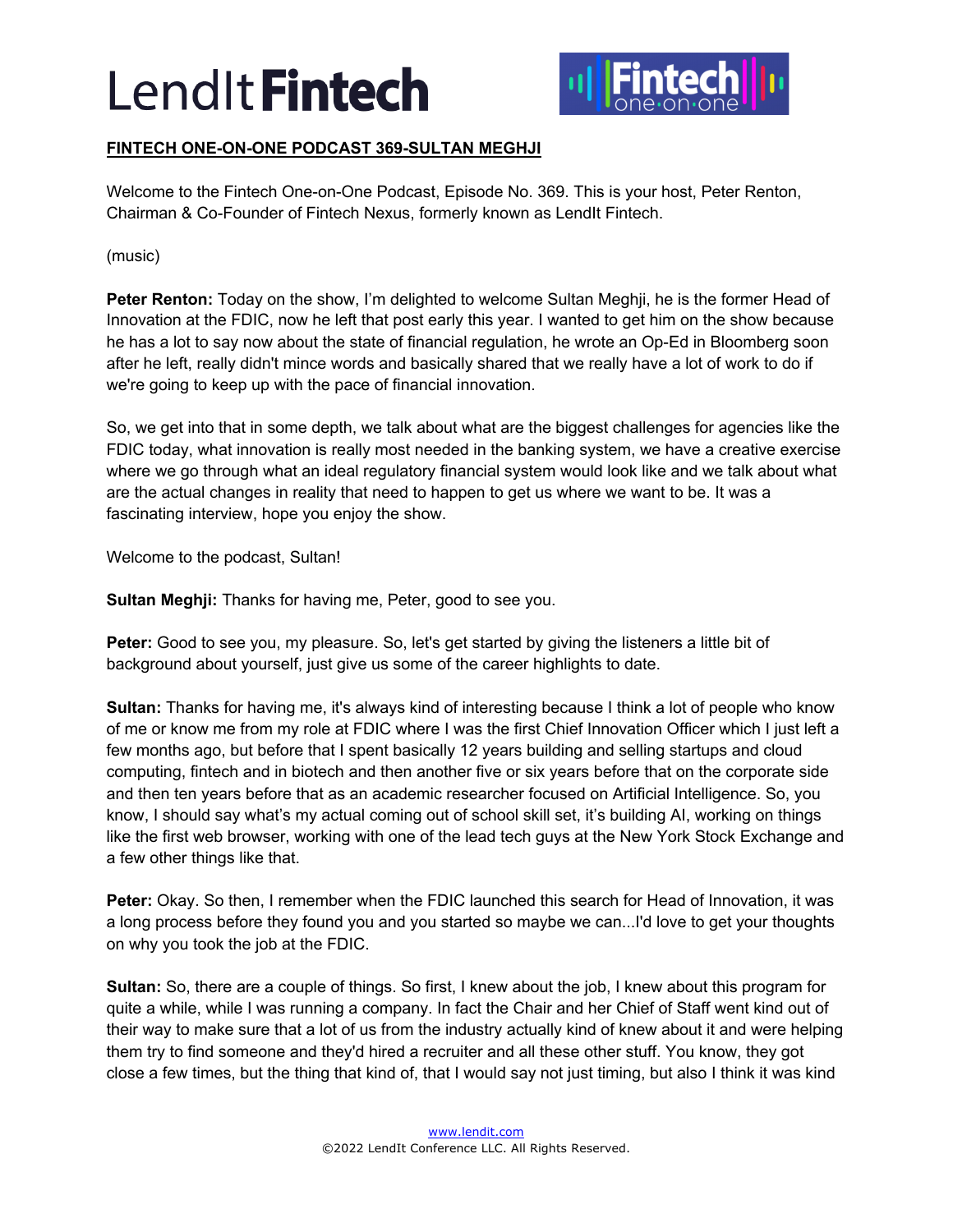## FINTECH ONE-ON-ONE PODCAST 369-SULTAN MEGHJI

Welcome to the Fintech One-on-One Podcast, Episode No. 369. This is your host, Peter Renton, Chairman & Co-Founder of Fintech Nexus, formerly known as LendIt Fintech.

(music)

**Peter Renton:** Today on the show, I'm delighted to welcome Sultan Meghji, he is the former Head of Innovation at the FDIC, now he left that post early this year. I wanted to get him on the show because he has a lot to say now about the state of financial regulation, he wrote an Op-Ed in Bloomberg soon after he left, really didn't mince words and basically shared that we really have a lot of work to do if we're going to keep up with the pace of financial innovation.

So, we get into that in some depth, we talk about what are the biggest challenges for agencies like the FDIC today, what innovation is really most needed in the banking system, we have a creative exercise where we go through what an ideal regulatory financial system would look like and we talk about what are the actual changes in reality that need to happen to get us where we want to be. It was a fascinating interview, hope you enjoy the show.

Welcome to the podcast, Sultan!

**Sultan Meghji:** Thanks for having me, Peter, good to see you.

**Peter:** Good to see you, my pleasure. So, let's get started by giving the listeners a little bit of background about yourself, just give us some of the career highlights to date.

**Sultan:** Thanks for having me, it's always kind of interesting because I think a lot of people who know of me or know me from my role at FDIC where I was the first Chief Innovation Officer which I just left a few months ago, but before that I spent basically 12 years building and selling startups and cloud computing, fintech and in biotech and then another five or six years before that on the corporate side and then ten years before that as an academic researcher focused on Artificial Intelligence. So, you know, I should say what's my actual coming out of school skill set, it's building AI, working on things like the first web browser, working with one of the lead tech guys at the New York Stock Exchange and a few other things like that.

**Peter:** Okay. So then, I remember when the FDIC launched this search for Head of Innovation, it was a long process before they found you and you started so maybe we can...I'd love to get your thoughts on why you took the job at the FDIC.

**Sultan:** So, there are a couple of things. So first, I knew about the job, I knew about this program for quite a while, while I was running a company. In fact the Chair and her Chief of Staff went kind out of their way to make sure that a lot of us from the industry actually kind of knew about it and were helping them try to find someone and they'd hired a recruiter and all these other stuff. You know, they got close a few times, but the thing that kind of, that I would say not just timing, but also I think it was kind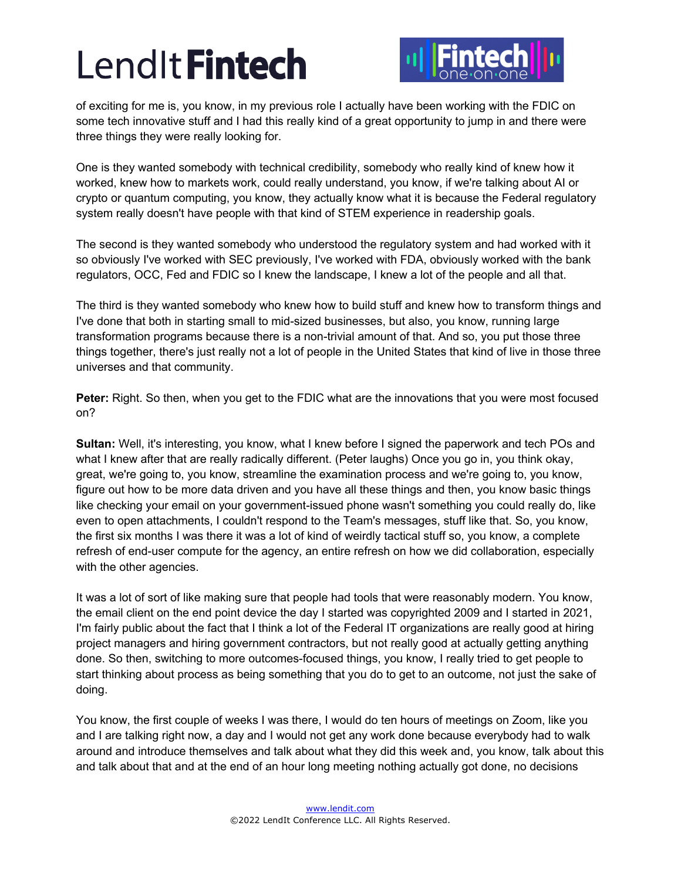of exciting for me is, you know, in my previous role I actually have been working with the FDIC on some tech innovative stuff and I had this really kind of a great opportunity to jump in and there were three things they were really looking for.

One is they wanted somebody with technical credibility, somebody who really kind of knew how it worked, knew how to markets work, could really understand, you know, if we're talking about AI or crypto or quantum computing, you know, they actually know what it is because the Federal regulatory system really doesn't have people with that kind of STEM experience in readership goals.

The second is they wanted somebody who understood the regulatory system and had worked with it so obviously I've worked with SEC previously, I've worked with FDA, obviously worked with the bank regulators, OCC, Fed and FDIC so I knew the landscape, I knew a lot of the people and all that.

The third is they wanted somebody who knew how to build stuff and knew how to transform things and I've done that both in starting small to mid-sized businesses, but also, you know, running large transformation programs because there is a non-trivial amount of that. And so, you put those three things together, there's just really not a lot of people in the United States that kind of live in those three universes and that community.

**Peter:** Right. So then, when you get to the FDIC what are the innovations that you were most focused on?

**Sultan:** Well, it's interesting, you know, what I knew before I signed the paperwork and tech POs and what I knew after that are really radically different. (Peter laughs) Once you go in, you think okay, great, we're going to, you know, streamline the examination process and we're going to, you know, figure out how to be more data driven and you have all these things and then, you know basic things like checking your email on your government-issued phone wasn't something you could really do, like even to open attachments, I couldn't respond to the Team's messages, stuff like that. So, you know, the first six months I was there it was a lot of kind of weirdly tactical stuff so, you know, a complete refresh of end-user compute for the agency, an entire refresh on how we did collaboration, especially with the other agencies.

It was a lot of sort of like making sure that people had tools that were reasonably modern. You know, the email client on the end point device the day I started was copyrighted 2009 and I started in 2021, I'm fairly public about the fact that I think a lot of the Federal IT organizations are really good at hiring project managers and hiring government contractors, but not really good at actually getting anything done. So then, switching to more outcomes-focused things, you know, I really tried to get people to start thinking about process as being something that you do to get to an outcome, not just the sake of doing.

You know, the first couple of weeks I was there, I would do ten hours of meetings on Zoom, like you and I are talking right now, a day and I would not get any work done because everybody had to walk around and introduce themselves and talk about what they did this week and, you know, talk about this and talk about that and at the end of an hour long meeting nothing actually got done, no decisions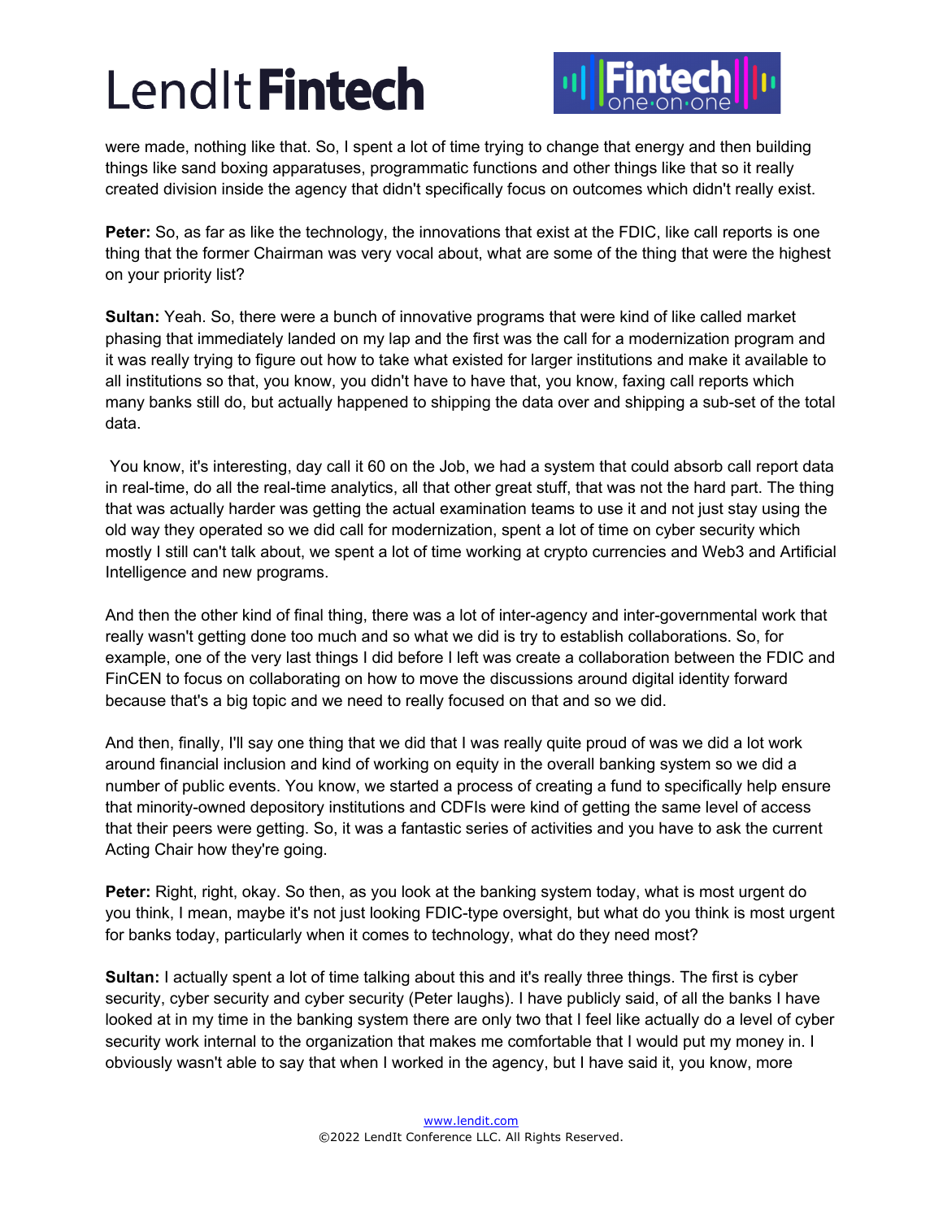were made, nothing like that. So, I spent a lot of time trying to change that energy and then building things like sand boxing apparatuses, programmatic functions and other things like that so it really created division inside the agency that didn't specifically focus on outcomes which didn't really exist.

**Peter:** So, as far as like the technology, the innovations that exist at the FDIC, like call reports is one thing that the former Chairman was very vocal about, what are some of the thing that were the highest on your priority list?

**Sultan:** Yeah. So, there were a bunch of innovative programs that were kind of like called market phasing that immediately landed on my lap and the first was the call for a modernization program and it was really trying to figure out how to take what existed for larger institutions and make it available to all institutions so that, you know, you didn't have to have that, you know, faxing call reports which many banks still do, but actually happened to shipping the data over and shipping a sub-set of the total data.

You know, it's interesting, day call it 60 on the Job, we had a system that could absorb call report data in real-time, do all the real-time analytics, all that other great stuff, that was not the hard part. The thing that was actually harder was getting the actual examination teams to use it and not just stay using the old way they operated so we did call for modernization, spent a lot of time on cyber security which mostly I still can't talk about, we spent a lot of time working at crypto currencies and Web3 and Artificial Intelligence and new programs.

And then the other kind of final thing, there was a lot of inter-agency and inter-governmental work that really wasn't getting done too much and so what we did is try to establish collaborations. So, for example, one of the very last things I did before I left was create a collaboration between the FDIC and FinCEN to focus on collaborating on how to move the discussions around digital identity forward because that's a big topic and we need to really focused on that and so we did.

And then, finally, I'll say one thing that we did that I was really quite proud of was we did a lot work around financial inclusion and kind of working on equity in the overall banking system so we did a number of public events. You know, we started a process of creating a fund to specifically help ensure that minority-owned depository institutions and CDFIs were kind of getting the same level of access that their peers were getting. So, it was a fantastic series of activities and you have to ask the current Acting Chair how they're going.

**Peter:** Right, right, okay. So then, as you look at the banking system today, what is most urgent do you think, I mean, maybe it's not just looking FDIC-type oversight, but what do you think is most urgent for banks today, particularly when it comes to technology, what do they need most?

**Sultan:** I actually spent a lot of time talking about this and it's really three things. The first is cyber security, cyber security and cyber security (Peter laughs). I have publicly said, of all the banks I have looked at in my time in the banking system there are only two that I feel like actually do a level of cyber security work internal to the organization that makes me comfortable that I would put my money in. I obviously wasn't able to say that when I worked in the agency, but I have said it, you know, more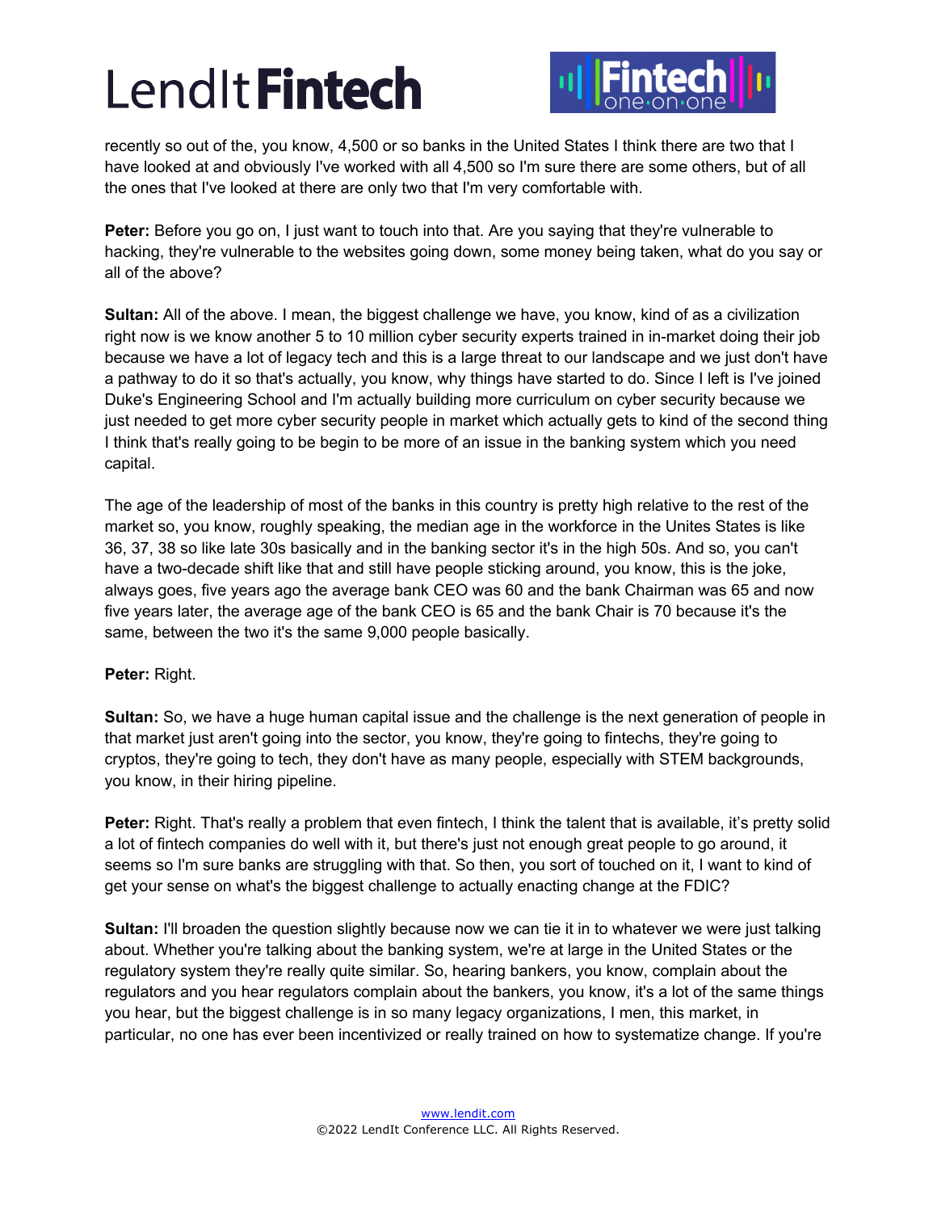recently so out of the, you know, 4,500 or so banks in the United States I think there are two that I have looked at and obviously I've worked with all 4,500 so I'm sure there are some others, but of all the ones that I've looked at there are only two that I'm very comfortable with.

**Peter:** Before you go on, I just want to touch into that. Are you saying that they're vulnerable to hacking, they're vulnerable to the websites going down, some money being taken, what do you say or all of the above?

**Sultan:** All of the above. I mean, the biggest challenge we have, you know, kind of as a civilization right now is we know another 5 to 10 million cyber security experts trained in in-market doing their job because we have a lot of legacy tech and this is a large threat to our landscape and we just don't have a pathway to do it so that's actually, you know, why things have started to do. Since I left is I've joined Duke's Engineering School and I'm actually building more curriculum on cyber security because we just needed to get more cyber security people in market which actually gets to kind of the second thing I think that's really going to be begin to be more of an issue in the banking system which you need capital.

The age of the leadership of most of the banks in this country is pretty high relative to the rest of the market so, you know, roughly speaking, the median age in the workforce in the Unites States is like 36, 37, 38 so like late 30s basically and in the banking sector it's in the high 50s. And so, you can't have a two-decade shift like that and still have people sticking around, you know, this is the joke, always goes, five years ago the average bank CEO was 60 and the bank Chairman was 65 and now five years later, the average age of the bank CEO is 65 and the bank Chair is 70 because it's the same, between the two it's the same 9,000 people basically.

**Peter:** Right.

**Sultan:** So, we have a huge human capital issue and the challenge is the next generation of people in that market just aren't going into the sector, you know, they're going to fintechs, they're going to cryptos, they're going to tech, they don't have as many people, especially with STEM backgrounds, you know, in their hiring pipeline.

**Peter:** Right. That's really a problem that even fintech, I think the talent that is available, it's pretty solid a lot of fintech companies do well with it, but there's just not enough great people to go around, it seems so I'm sure banks are struggling with that. So then, you sort of touched on it, I want to kind of get your sense on what's the biggest challenge to actually enacting change at the FDIC?

**Sultan:** I'll broaden the question slightly because now we can tie it in to whatever we were just talking about. Whether you're talking about the banking system, we're at large in the United States or the regulatory system they're really quite similar. So, hearing bankers, you know, complain about the regulators and you hear regulators complain about the bankers, you know, it's a lot of the same things you hear, but the biggest challenge is in so many legacy organizations, I men, this market, in particular, no one has ever been incentivized or really trained on how to systematize change. If you're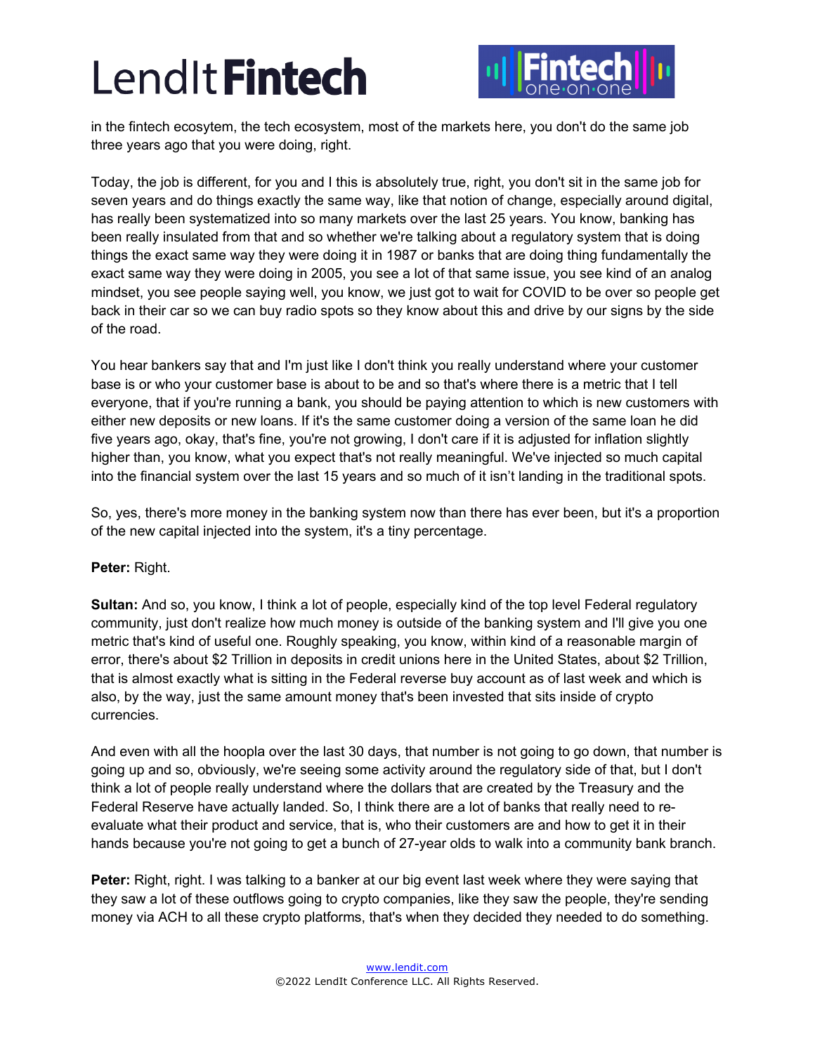in the fintech ecosytem, the tech ecosystem, most of the markets here, you don't do the same job three years ago that you were doing, right.

Today, the job is different, for you and I this is absolutely true, right, you don't sit in the same job for seven years and do things exactly the same way, like that notion of change, especially around digital, has really been systematized into so many markets over the last 25 years. You know, banking has been really insulated from that and so whether we're talking about a regulatory system that is doing things the exact same way they were doing it in 1987 or banks that are doing thing fundamentally the exact same way they were doing in 2005, you see a lot of that same issue, you see kind of an analog mindset, you see people saying well, you know, we just got to wait for COVID to be over so people get back in their car so we can buy radio spots so they know about this and drive by our signs by the side of the road.

You hear bankers say that and I'm just like I don't think you really understand where your customer base is or who your customer base is about to be and so that's where there is a metric that I tell everyone, that if you're running a bank, you should be paying attention to which is new customers with either new deposits or new loans. If it's the same customer doing a version of the same loan he did five years ago, okay, that's fine, you're not growing, I don't care if it is adjusted for inflation slightly higher than, you know, what you expect that's not really meaningful. We've injected so much capital into the financial system over the last 15 years and so much of it isn't landing in the traditional spots.

So, yes, there's more money in the banking system now than there has ever been, but it's a proportion of the new capital injected into the system, it's a tiny percentage.

**Peter:** Right.

**Sultan:** And so, you know, I think a lot of people, especially kind of the top level Federal regulatory community, just don't realize how much money is outside of the banking system and I'll give you one metric that's kind of useful one. Roughly speaking, you know, within kind of a reasonable margin of error, there's about $2 Trillion in deposits in credit unions here in the United States, about $2 Trillion, that is almost exactly what is sitting in the Federal reverse buy account as of last week and which is also, by the way, just the same amount money that's been invested that sits inside of crypto currencies.

And even with all the hoopla over the last 30 days, that number is not going to go down, that number is going up and so, obviously, we're seeing some activity around the regulatory side of that, but I don't think a lot of people really understand where the dollars that are created by the Treasury and the Federal Reserve have actually landed. So, I think there are a lot of banks that really need to re-evaluate what their product and service, that is, who their customers are and how to get it in their hands because you're not going to get a bunch of 27-year olds to walk into a community bank branch.

**Peter:** Right, right. I was talking to a banker at our big event last week where they were saying that they saw a lot of these outflows going to crypto companies, like they saw the people, they're sending money via ACH to all these crypto platforms, that's when they decided they needed to do something.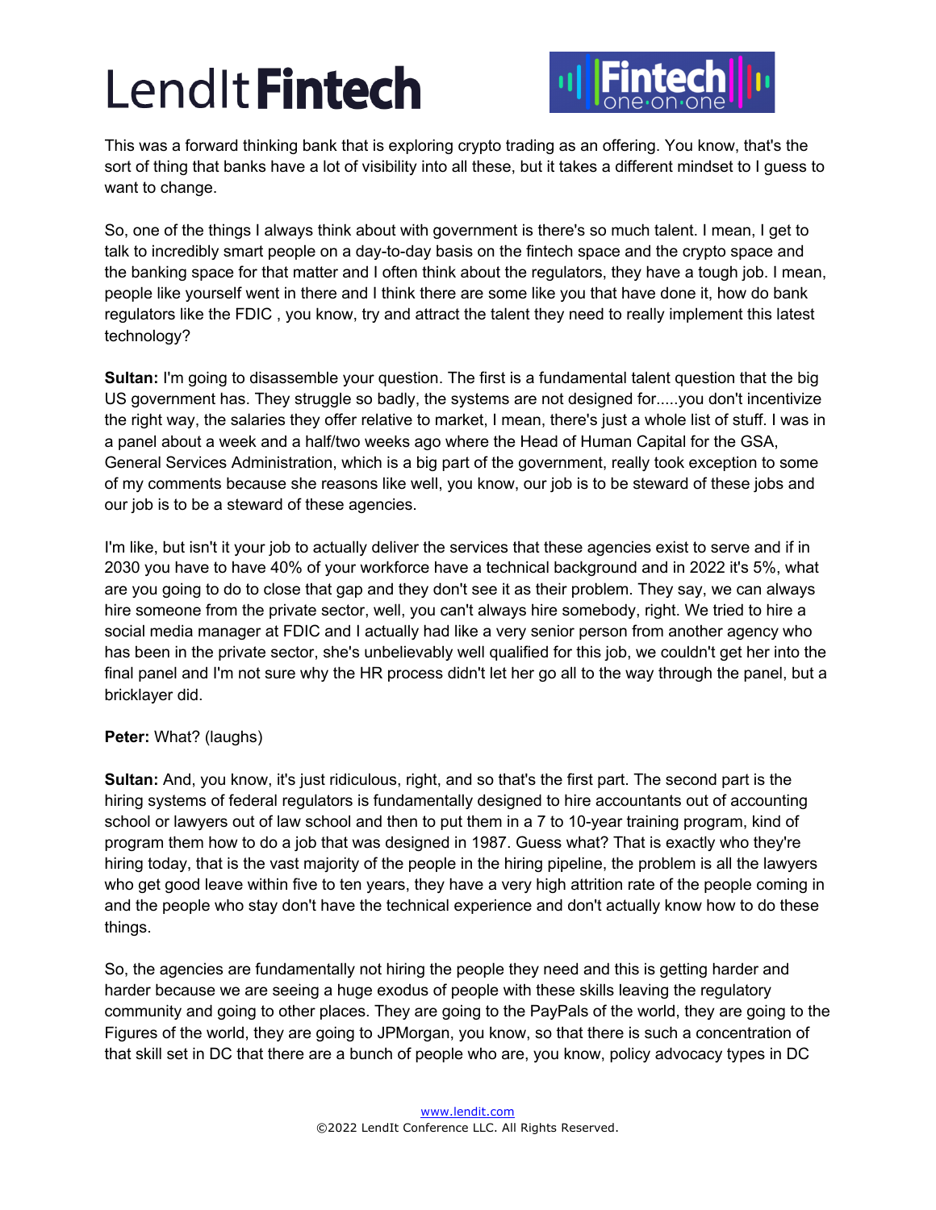This was a forward thinking bank that is exploring crypto trading as an offering. You know, that's the sort of thing that banks have a lot of visibility into all these, but it takes a different mindset to I guess to want to change.

So, one of the things I always think about with government is there's so much talent. I mean, I get to talk to incredibly smart people on a day-to-day basis on the fintech space and the crypto space and the banking space for that matter and I often think about the regulators, they have a tough job. I mean, people like yourself went in there and I think there are some like you that have done it, how do bank regulators like the FDIC , you know, try and attract the talent they need to really implement this latest technology?

**Sultan:** I'm going to disassemble your question. The first is a fundamental talent question that the big US government has. They struggle so badly, the systems are not designed for.....you don't incentivize the right way, the salaries they offer relative to market, I mean, there's just a whole list of stuff. I was in a panel about a week and a half/two weeks ago where the Head of Human Capital for the GSA, General Services Administration, which is a big part of the government, really took exception to some of my comments because she reasons like well, you know, our job is to be steward of these jobs and our job is to be a steward of these agencies.

I'm like, but isn't it your job to actually deliver the services that these agencies exist to serve and if in 2030 you have to have 40% of your workforce have a technical background and in 2022 it's 5%, what are you going to do to close that gap and they don't see it as their problem. They say, we can always hire someone from the private sector, well, you can't always hire somebody, right. We tried to hire a social media manager at FDIC and I actually had like a very senior person from another agency who has been in the private sector, she's unbelievably well qualified for this job, we couldn't get her into the final panel and I'm not sure why the HR process didn't let her go all to the way through the panel, but a bricklayer did.

**Peter:** What? (laughs)

**Sultan:** And, you know, it's just ridiculous, right, and so that's the first part. The second part is the hiring systems of federal regulators is fundamentally designed to hire accountants out of accounting school or lawyers out of law school and then to put them in a 7 to 10-year training program, kind of program them how to do a job that was designed in 1987. Guess what? That is exactly who they're hiring today, that is the vast majority of the people in the hiring pipeline, the problem is all the lawyers who get good leave within five to ten years, they have a very high attrition rate of the people coming in and the people who stay don't have the technical experience and don't actually know how to do these things.

So, the agencies are fundamentally not hiring the people they need and this is getting harder and harder because we are seeing a huge exodus of people with these skills leaving the regulatory community and going to other places. They are going to the PayPals of the world, they are going to the Figures of the world, they are going to JPMorgan, you know, so that there is such a concentration of that skill set in DC that there are a bunch of people who are, you know, policy advocacy types in DC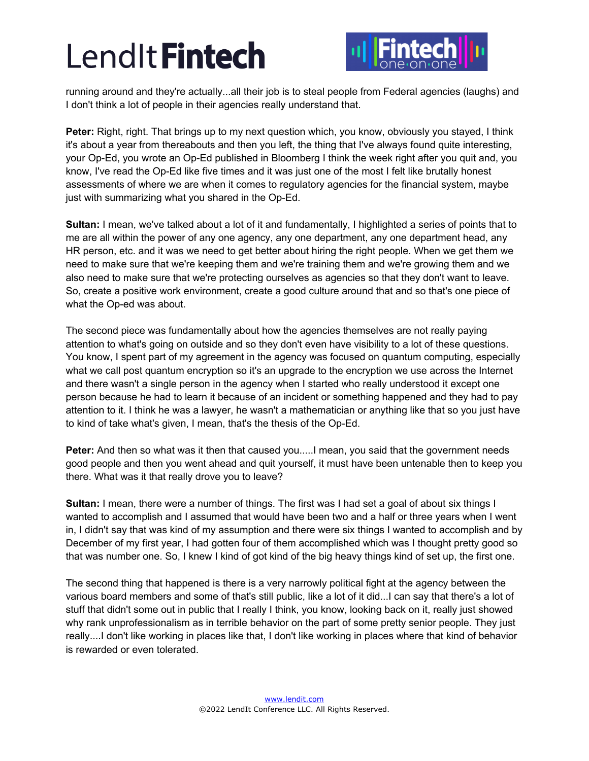running around and they're actually...all their job is to steal people from Federal agencies (laughs) and I don't think a lot of people in their agencies really understand that.

**Peter:** Right, right. That brings up to my next question which, you know, obviously you stayed, I think it's about a year from thereabouts and then you left, the thing that I've always found quite interesting, your Op-Ed, you wrote an Op-Ed published in Bloomberg I think the week right after you quit and, you know, I've read the Op-Ed like five times and it was just one of the most I felt like brutally honest assessments of where we are when it comes to regulatory agencies for the financial system, maybe just with summarizing what you shared in the Op-Ed.

**Sultan:** I mean, we've talked about a lot of it and fundamentally, I highlighted a series of points that to me are all within the power of any one agency, any one department, any one department head, any HR person, etc. and it was we need to get better about hiring the right people. When we get them we need to make sure that we're keeping them and we're training them and we're growing them and we also need to make sure that we're protecting ourselves as agencies so that they don't want to leave. So, create a positive work environment, create a good culture around that and so that's one piece of what the Op-ed was about.

The second piece was fundamentally about how the agencies themselves are not really paying attention to what's going on outside and so they don't even have visibility to a lot of these questions. You know, I spent part of my agreement in the agency was focused on quantum computing, especially what we call post quantum encryption so it's an upgrade to the encryption we use across the Internet and there wasn't a single person in the agency when I started who really understood it except one person because he had to learn it because of an incident or something happened and they had to pay attention to it. I think he was a lawyer, he wasn't a mathematician or anything like that so you just have to kind of take what's given, I mean, that's the thesis of the Op-Ed.

**Peter:** And then so what was it then that caused you.....I mean, you said that the government needs good people and then you went ahead and quit yourself, it must have been untenable then to keep you there. What was it that really drove you to leave?

**Sultan:** I mean, there were a number of things. The first was I had set a goal of about six things I wanted to accomplish and I assumed that would have been two and a half or three years when I went in, I didn't say that was kind of my assumption and there were six things I wanted to accomplish and by December of my first year, I had gotten four of them accomplished which was I thought pretty good so that was number one. So, I knew I kind of got kind of the big heavy things kind of set up, the first one.

The second thing that happened is there is a very narrowly political fight at the agency between the various board members and some of that's still public, like a lot of it did...I can say that there's a lot of stuff that didn't some out in public that I really I think, you know, looking back on it, really just showed why rank unprofessionalism as in terrible behavior on the part of some pretty senior people. They just really....I don't like working in places like that, I don't like working in places where that kind of behavior is rewarded or even tolerated.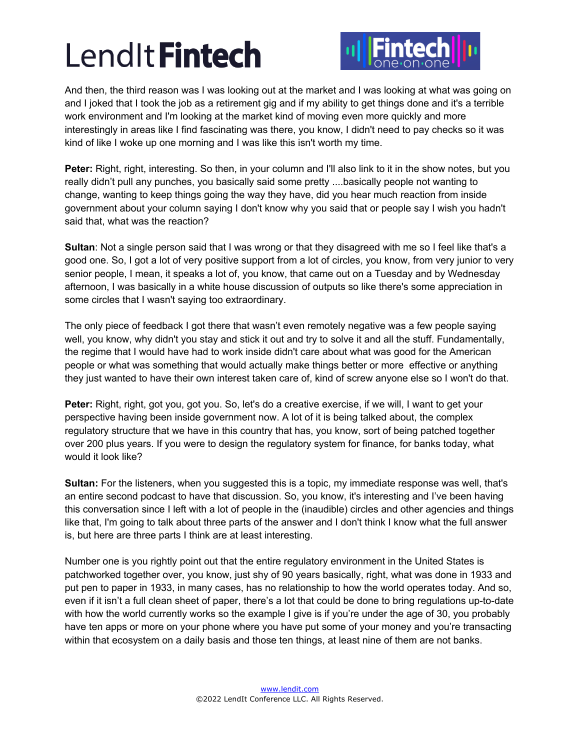And then, the third reason was I was looking out at the market and I was looking at what was going on and I joked that I took the job as a retirement gig and if my ability to get things done and it's a terrible work environment and I'm looking at the market kind of moving even more quickly and more interestingly in areas like I find fascinating was there, you know, I didn't need to pay checks so it was kind of like I woke up one morning and I was like this isn't worth my time.

**Peter:** Right, right, interesting. So then, in your column and I'll also link to it in the show notes, but you really didn't pull any punches, you basically said some pretty ....basically people not wanting to change, wanting to keep things going the way they have, did you hear much reaction from inside government about your column saying I don't know why you said that or people say I wish you hadn't said that, what was the reaction?

**Sultan**: Not a single person said that I was wrong or that they disagreed with me so I feel like that's a good one. So, I got a lot of very positive support from a lot of circles, you know, from very junior to very senior people, I mean, it speaks a lot of, you know, that came out on a Tuesday and by Wednesday afternoon, I was basically in a white house discussion of outputs so like there's some appreciation in some circles that I wasn't saying too extraordinary.

The only piece of feedback I got there that wasn't even remotely negative was a few people saying well, you know, why didn't you stay and stick it out and try to solve it and all the stuff. Fundamentally, the regime that I would have had to work inside didn't care about what was good for the American people or what was something that would actually make things better or more effective or anything they just wanted to have their own interest taken care of, kind of screw anyone else so I won't do that.

**Peter:** Right, right, got you, got you. So, let's do a creative exercise, if we will, I want to get your perspective having been inside government now. A lot of it is being talked about, the complex regulatory structure that we have in this country that has, you know, sort of being patched together over 200 plus years. If you were to design the regulatory system for finance, for banks today, what would it look like?

**Sultan:** For the listeners, when you suggested this is a topic, my immediate response was well, that's an entire second podcast to have that discussion. So, you know, it's interesting and I've been having this conversation since I left with a lot of people in the (inaudible) circles and other agencies and things like that, I'm going to talk about three parts of the answer and I don't think I know what the full answer is, but here are three parts I think are at least interesting.

Number one is you rightly point out that the entire regulatory environment in the United States is patchworked together over, you know, just shy of 90 years basically, right, what was done in 1933 and put pen to paper in 1933, in many cases, has no relationship to how the world operates today. And so, even if it isn't a full clean sheet of paper, there's a lot that could be done to bring regulations up-to-date with how the world currently works so the example I give is if you're under the age of 30, you probably have ten apps or more on your phone where you have put some of your money and you're transacting within that ecosystem on a daily basis and those ten things, at least nine of them are not banks.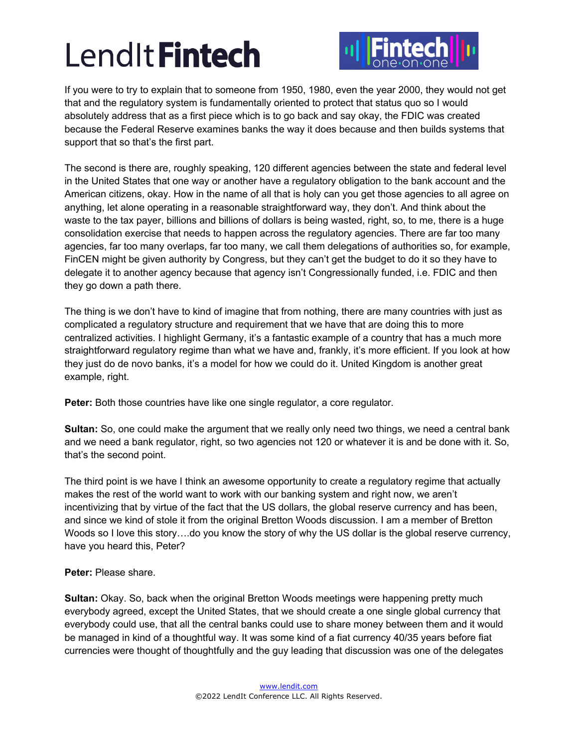If you were to try to explain that to someone from 1950, 1980, even the year 2000, they would not get that and the regulatory system is fundamentally oriented to protect that status quo so I would absolutely address that as a first piece which is to go back and say okay, the FDIC was created because the Federal Reserve examines banks the way it does because and then builds systems that support that so that's the first part.

The second is there are, roughly speaking, 120 different agencies between the state and federal level in the United States that one way or another have a regulatory obligation to the bank account and the American citizens, okay. How in the name of all that is holy can you get those agencies to all agree on anything, let alone operating in a reasonable straightforward way, they don't. And think about the waste to the tax payer, billions and billions of dollars is being wasted, right, so, to me, there is a huge consolidation exercise that needs to happen across the regulatory agencies. There are far too many agencies, far too many overlaps, far too many, we call them delegations of authorities so, for example, FinCEN might be given authority by Congress, but they can't get the budget to do it so they have to delegate it to another agency because that agency isn't Congressionally funded, i.e. FDIC and then they go down a path there.

The thing is we don't have to kind of imagine that from nothing, there are many countries with just as complicated a regulatory structure and requirement that we have that are doing this to more centralized activities. I highlight Germany, it's a fantastic example of a country that has a much more straightforward regulatory regime than what we have and, frankly, it's more efficient. If you look at how they just do de novo banks, it's a model for how we could do it. United Kingdom is another great example, right.

**Peter:** Both those countries have like one single regulator, a core regulator.

**Sultan:** So, one could make the argument that we really only need two things, we need a central bank and we need a bank regulator, right, so two agencies not 120 or whatever it is and be done with it. So, that's the second point.

The third point is we have I think an awesome opportunity to create a regulatory regime that actually makes the rest of the world want to work with our banking system and right now, we aren't incentivizing that by virtue of the fact that the US dollars, the global reserve currency and has been, and since we kind of stole it from the original Bretton Woods discussion. I am a member of Bretton Woods so I love this story….do you know the story of why the US dollar is the global reserve currency, have you heard this, Peter?

**Peter:** Please share.

**Sultan:** Okay. So, back when the original Bretton Woods meetings were happening pretty much everybody agreed, except the United States, that we should create a one single global currency that everybody could use, that all the central banks could use to share money between them and it would be managed in kind of a thoughtful way. It was some kind of a fiat currency 40/35 years before fiat currencies were thought of thoughtfully and the guy leading that discussion was one of the delegates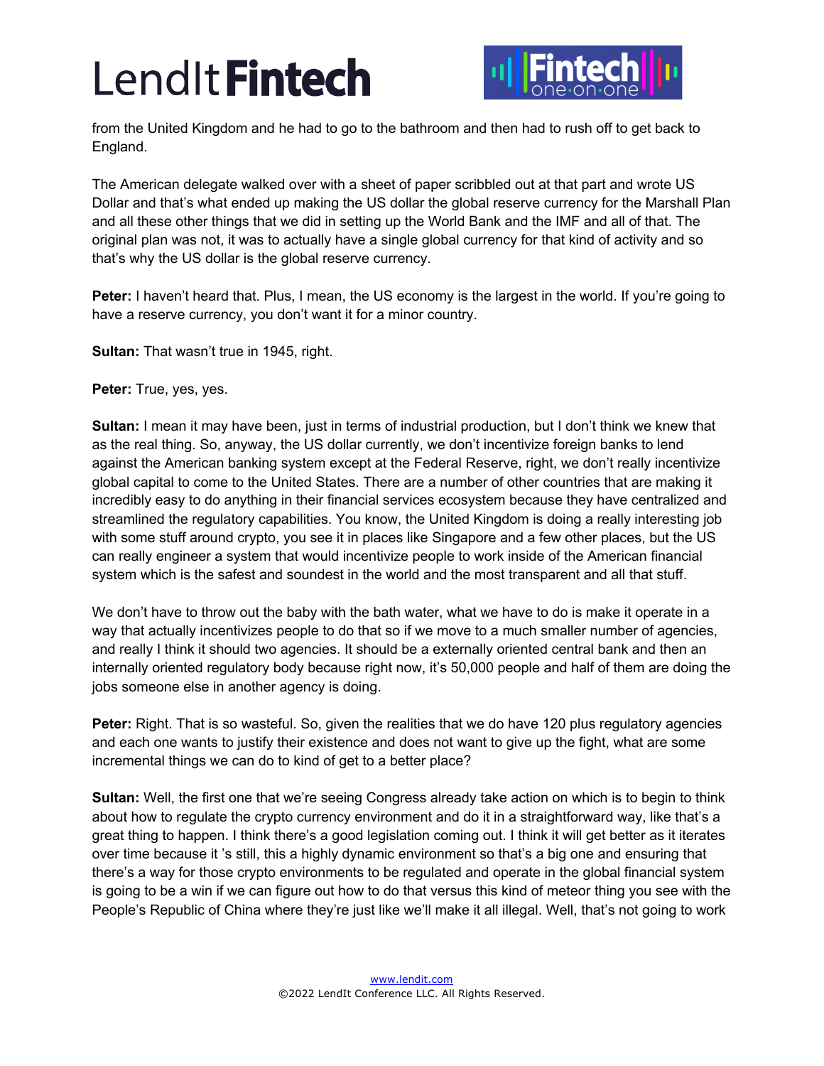from the United Kingdom and he had to go to the bathroom and then had to rush off to get back to England.

The American delegate walked over with a sheet of paper scribbled out at that part and wrote US Dollar and that's what ended up making the US dollar the global reserve currency for the Marshall Plan and all these other things that we did in setting up the World Bank and the IMF and all of that. The original plan was not, it was to actually have a single global currency for that kind of activity and so that's why the US dollar is the global reserve currency.

**Peter:** I haven't heard that. Plus, I mean, the US economy is the largest in the world. If you're going to have a reserve currency, you don't want it for a minor country.

**Sultan:** That wasn't true in 1945, right.

**Peter:** True, yes, yes.

**Sultan:** I mean it may have been, just in terms of industrial production, but I don't think we knew that as the real thing. So, anyway, the US dollar currently, we don't incentivize foreign banks to lend against the American banking system except at the Federal Reserve, right, we don't really incentivize global capital to come to the United States. There are a number of other countries that are making it incredibly easy to do anything in their financial services ecosystem because they have centralized and streamlined the regulatory capabilities. You know, the United Kingdom is doing a really interesting job with some stuff around crypto, you see it in places like Singapore and a few other places, but the US can really engineer a system that would incentivize people to work inside of the American financial system which is the safest and soundest in the world and the most transparent and all that stuff.

We don't have to throw out the baby with the bath water, what we have to do is make it operate in a way that actually incentivizes people to do that so if we move to a much smaller number of agencies, and really I think it should two agencies. It should be a externally oriented central bank and then an internally oriented regulatory body because right now, it's 50,000 people and half of them are doing the jobs someone else in another agency is doing.

**Peter:** Right. That is so wasteful. So, given the realities that we do have 120 plus regulatory agencies and each one wants to justify their existence and does not want to give up the fight, what are some incremental things we can do to kind of get to a better place?

**Sultan:** Well, the first one that we're seeing Congress already take action on which is to begin to think about how to regulate the crypto currency environment and do it in a straightforward way, like that's a great thing to happen. I think there's a good legislation coming out. I think it will get better as it iterates over time because it 's still, this a highly dynamic environment so that's a big one and ensuring that there's a way for those crypto environments to be regulated and operate in the global financial system is going to be a win if we can figure out how to do that versus this kind of meteor thing you see with the People's Republic of China where they're just like we'll make it all illegal. Well, that's not going to work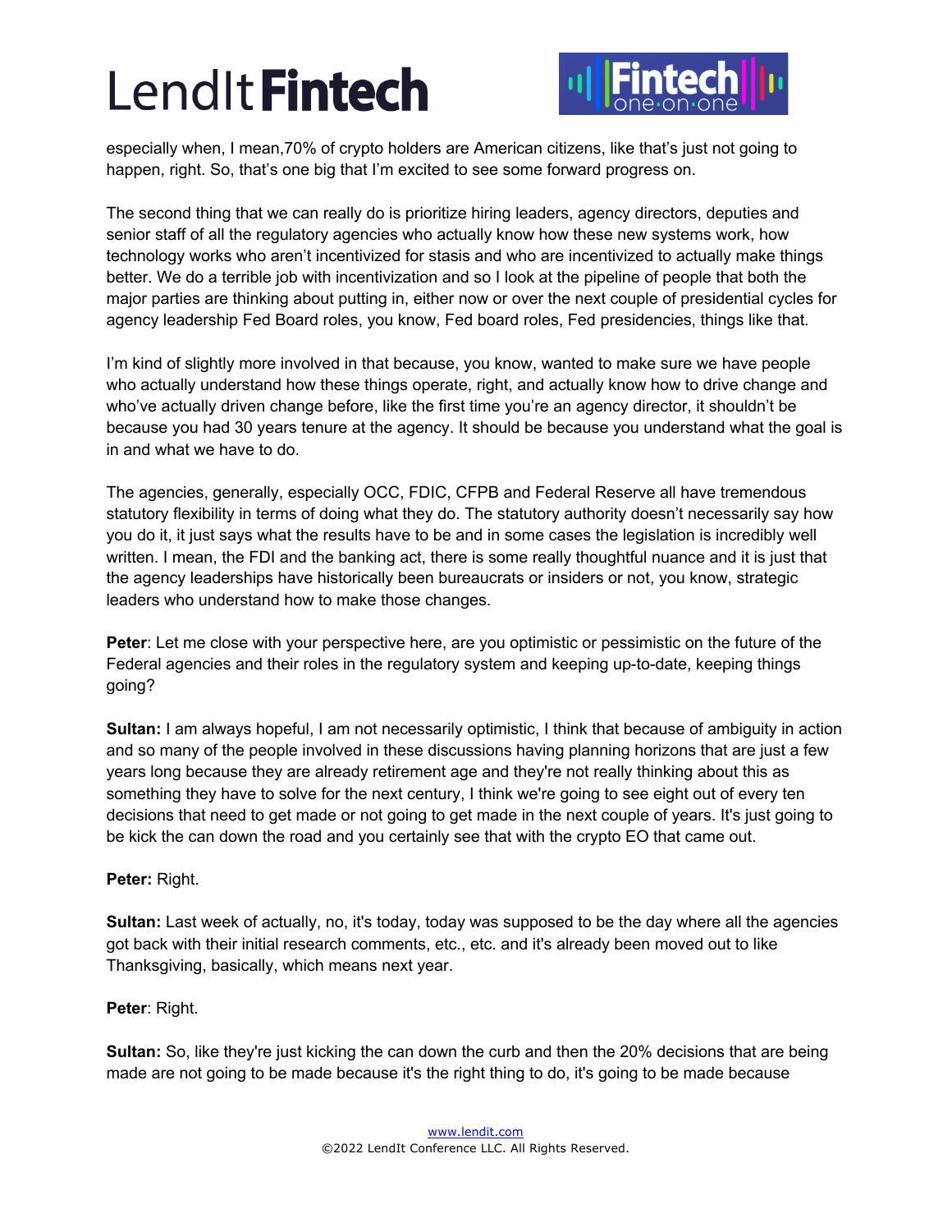especially when, I mean,70% of crypto holders are American citizens, like that's just not going to happen, right. So, that's one big that I'm excited to see some forward progress on.

The second thing that we can really do is prioritize hiring leaders, agency directors, deputies and senior staff of all the regulatory agencies who actually know how these new systems work, how technology works who aren't incentivized for stasis and who are incentivized to actually make things better. We do a terrible job with incentivization and so I look at the pipeline of people that both the major parties are thinking about putting in, either now or over the next couple of presidential cycles for agency leadership Fed Board roles, you know, Fed board roles, Fed presidencies, things like that.

I'm kind of slightly more involved in that because, you know, wanted to make sure we have people who actually understand how these things operate, right, and actually know how to drive change and who've actually driven change before, like the first time you're an agency director, it shouldn't be because you had 30 years tenure at the agency. It should be because you understand what the goal is in and what we have to do.

The agencies, generally, especially OCC, FDIC, CFPB and Federal Reserve all have tremendous statutory flexibility in terms of doing what they do. The statutory authority doesn't necessarily say how you do it, it just says what the results have to be and in some cases the legislation is incredibly well written. I mean, the FDI and the banking act, there is some really thoughtful nuance and it is just that the agency leaderships have historically been bureaucrats or insiders or not, you know, strategic leaders who understand how to make those changes.

**Peter**: Let me close with your perspective here, are you optimistic or pessimistic on the future of the Federal agencies and their roles in the regulatory system and keeping up-to-date, keeping things going?

**Sultan:** I am always hopeful, I am not necessarily optimistic, I think that because of ambiguity in action and so many of the people involved in these discussions having planning horizons that are just a few years long because they are already retirement age and they're not really thinking about this as something they have to solve for the next century, I think we're going to see eight out of every ten decisions that need to get made or not going to get made in the next couple of years. It's just going to be kick the can down the road and you certainly see that with the crypto EO that came out.

**Peter:** Right.

**Sultan:** Last week of actually, no, it's today, today was supposed to be the day where all the agencies got back with their initial research comments, etc., etc. and it's already been moved out to like Thanksgiving, basically, which means next year.

**Peter**: Right.

**Sultan:** So, like they're just kicking the can down the curb and then the 20% decisions that are being made are not going to be made because it's the right thing to do, it's going to be made because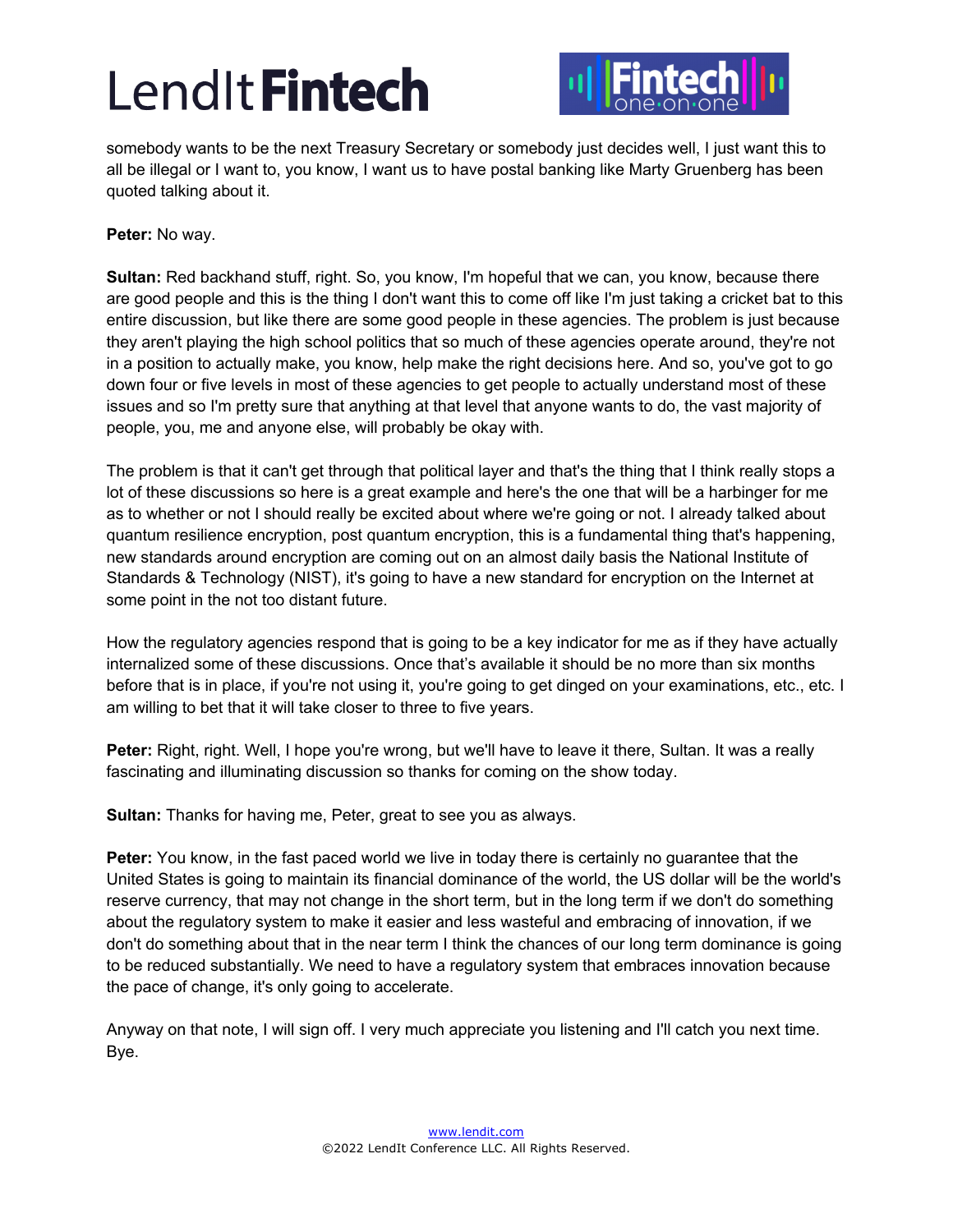somebody wants to be the next Treasury Secretary or somebody just decides well, I just want this to all be illegal or I want to, you know, I want us to have postal banking like Marty Gruenberg has been quoted talking about it.

**Peter:** No way.

**Sultan:** Red backhand stuff, right. So, you know, I'm hopeful that we can, you know, because there are good people and this is the thing I don't want this to come off like I'm just taking a cricket bat to this entire discussion, but like there are some good people in these agencies. The problem is just because they aren't playing the high school politics that so much of these agencies operate around, they're not in a position to actually make, you know, help make the right decisions here. And so, you've got to go down four or five levels in most of these agencies to get people to actually understand most of these issues and so I'm pretty sure that anything at that level that anyone wants to do, the vast majority of people, you, me and anyone else, will probably be okay with.

The problem is that it can't get through that political layer and that's the thing that I think really stops a lot of these discussions so here is a great example and here's the one that will be a harbinger for me as to whether or not I should really be excited about where we're going or not. I already talked about quantum resilience encryption, post quantum encryption, this is a fundamental thing that's happening, new standards around encryption are coming out on an almost daily basis the National Institute of Standards & Technology (NIST), it's going to have a new standard for encryption on the Internet at some point in the not too distant future.

How the regulatory agencies respond that is going to be a key indicator for me as if they have actually internalized some of these discussions. Once that's available it should be no more than six months before that is in place, if you're not using it, you're going to get dinged on your examinations, etc., etc. I am willing to bet that it will take closer to three to five years.

**Peter:** Right, right. Well, I hope you're wrong, but we'll have to leave it there, Sultan. It was a really fascinating and illuminating discussion so thanks for coming on the show today.

**Sultan:** Thanks for having me, Peter, great to see you as always.

**Peter:** You know, in the fast paced world we live in today there is certainly no guarantee that the United States is going to maintain its financial dominance of the world, the US dollar will be the world's reserve currency, that may not change in the short term, but in the long term if we don't do something about the regulatory system to make it easier and less wasteful and embracing of innovation, if we don't do something about that in the near term I think the chances of our long term dominance is going to be reduced substantially. We need to have a regulatory system that embraces innovation because the pace of change, it's only going to accelerate.

Anyway on that note, I will sign off. I very much appreciate you listening and I'll catch you next time. Bye.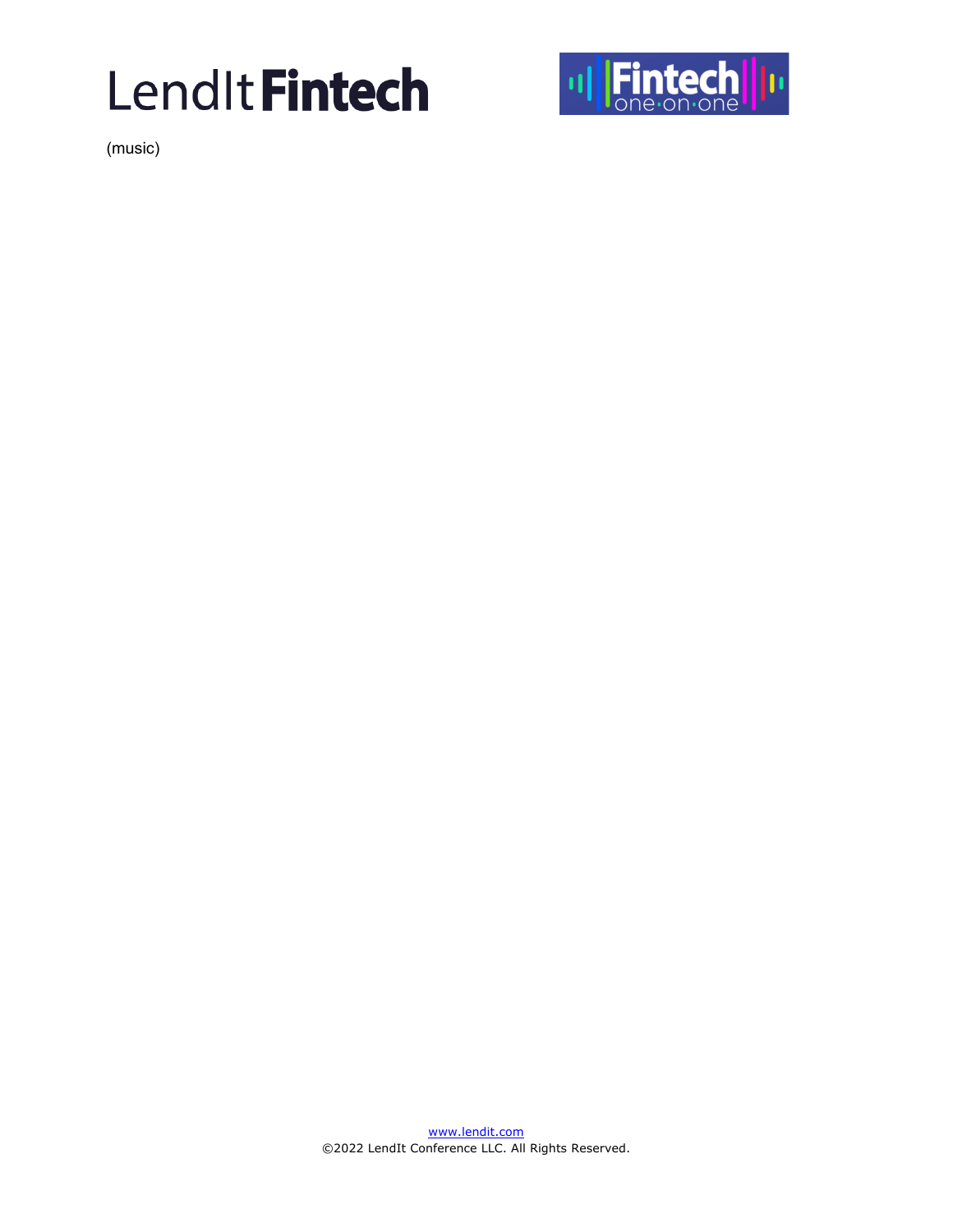(music)